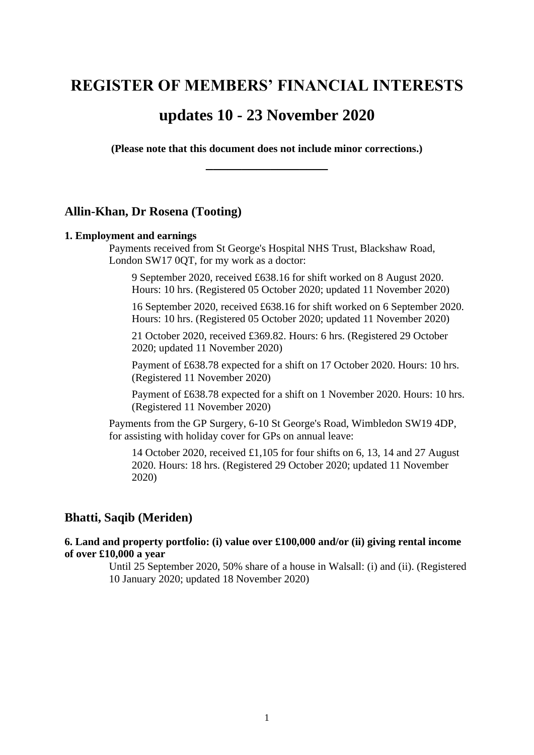# REGISTER OF MEMBERS' FINANCIAL INTERESTS

# updates 10 - 23 November 2020

**(Please note that this document does not include minor corrections.)**

---

## Allin-Khan, Dr Rosena (Tooting)

**1. Employment and earnings**

Payments received from St George's Hospital NHS Trust, Blackshaw Road, London SW17 0QT, for my work as a doctor:

9 September 2020, received £638.16 for shift worked on 8 August 2020. Hours: 10 hrs. (Registered 05 October 2020; updated 11 November 2020)

16 September 2020, received £638.16 for shift worked on 6 September 2020. Hours: 10 hrs. (Registered 05 October 2020; updated 11 November 2020)

21 October 2020, received £369.82. Hours: 6 hrs. (Registered 29 October 2020; updated 11 November 2020)

Payment of £638.78 expected for a shift on 17 October 2020. Hours: 10 hrs. (Registered 11 November 2020)

Payment of £638.78 expected for a shift on 1 November 2020. Hours: 10 hrs. (Registered 11 November 2020)

Payments from the GP Surgery, 6-10 St George's Road, Wimbledon SW19 4DP, for assisting with holiday cover for GPs on annual leave:

14 October 2020, received £1,105 for four shifts on 6, 13, 14 and 27 August 2020. Hours: 18 hrs. (Registered 29 October 2020; updated 11 November 2020)

## Bhatti, Saqib (Meriden)

**6. Land and property portfolio: (i) value over £100,000 and/or (ii) giving rental income of over £10,000 a year**

Until 25 September 2020, 50% share of a house in Walsall: (i) and (ii). (Registered 10 January 2020; updated 18 November 2020)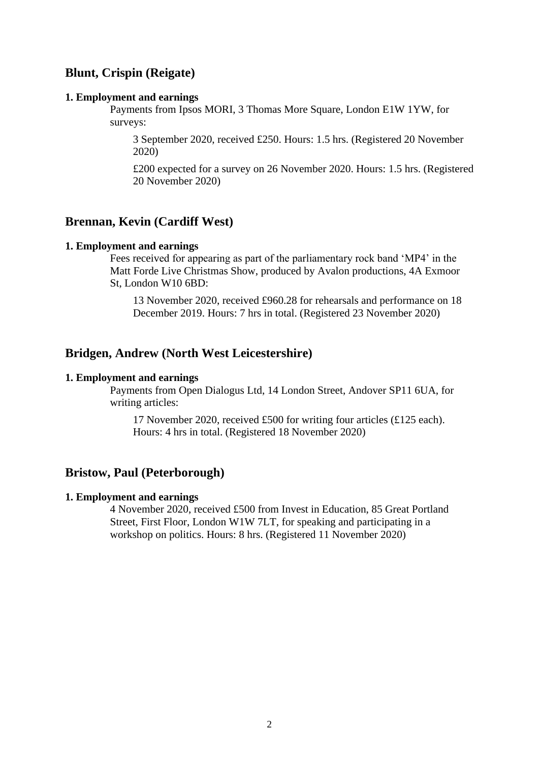## Blunt, Crispin (Reigate)

**1. Employment and earnings**

Payments from Ipsos MORI, 3 Thomas More Square, London E1W 1YW, for surveys:

3 September 2020, received £250. Hours: 1.5 hrs. (Registered 20 November 2020)

£200 expected for a survey on 26 November 2020. Hours: 1.5 hrs. (Registered 20 November 2020)

## Brennan, Kevin (Cardiff West)

**1. Employment and earnings**

Fees received for appearing as part of the parliamentary rock band 'MP4' in the Matt Forde Live Christmas Show, produced by Avalon productions, 4A Exmoor St, London W10 6BD:

13 November 2020, received £960.28 for rehearsals and performance on 18 December 2019. Hours: 7 hrs in total. (Registered 23 November 2020)

## Bridgen, Andrew (North West Leicestershire)

**1. Employment and earnings**

Payments from Open Dialogus Ltd, 14 London Street, Andover SP11 6UA, for writing articles:

17 November 2020, received £500 for writing four articles (£125 each). Hours: 4 hrs in total. (Registered 18 November 2020)

## Bristow, Paul (Peterborough)

**1. Employment and earnings**

4 November 2020, received £500 from Invest in Education, 85 Great Portland Street, First Floor, London W1W 7LT, for speaking and participating in a workshop on politics. Hours: 8 hrs. (Registered 11 November 2020)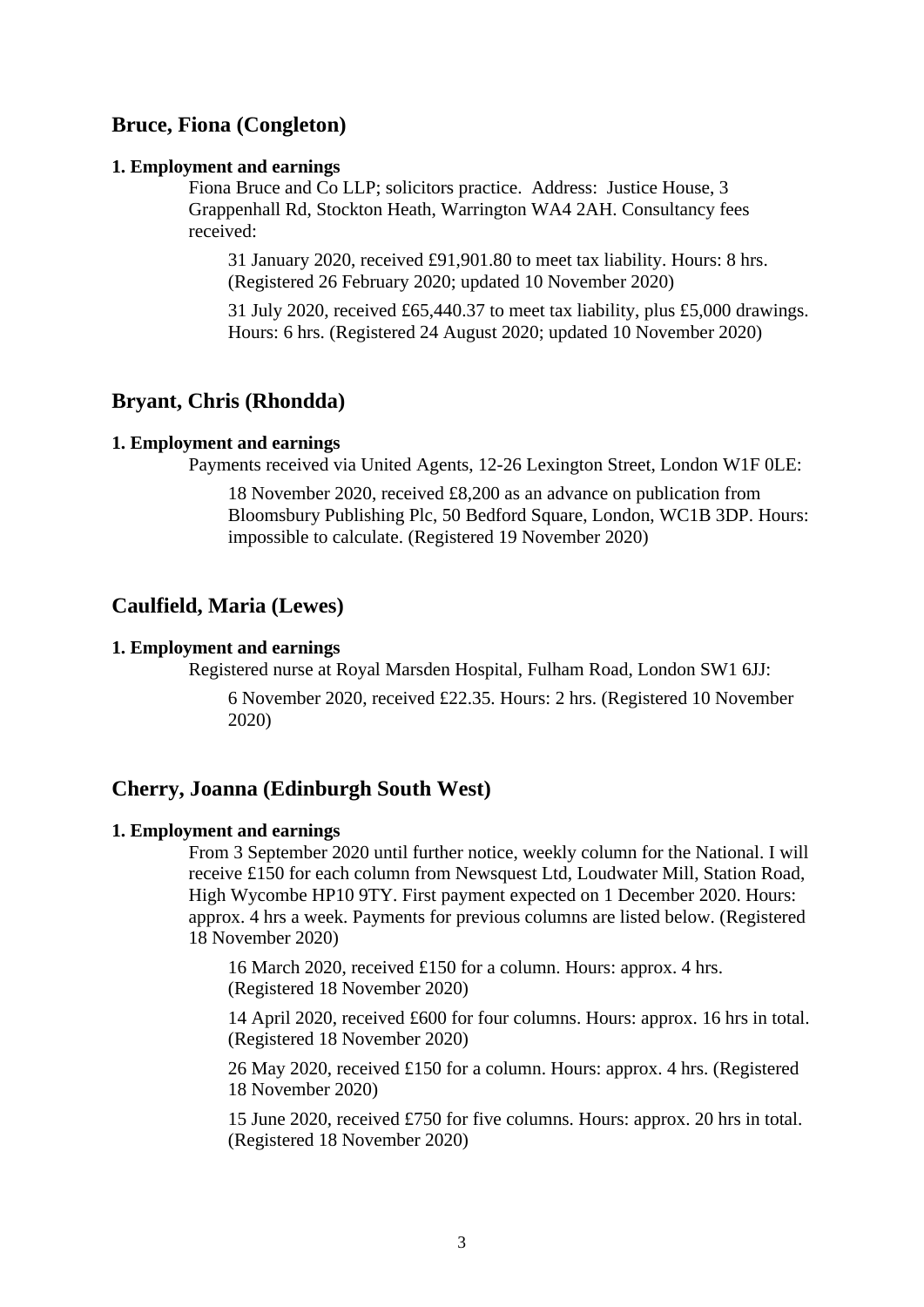## Bruce, Fiona (Congleton)

**1. Employment and earnings**

Fiona Bruce and Co LLP; solicitors practice. Address: Justice House, 3 Grappenhall Rd, Stockton Heath, Warrington WA4 2AH. Consultancy fees received:

> 31 January 2020, received £91,901.80 to meet tax liability. Hours: 8 hrs. (Registered 26 February 2020; updated 10 November 2020)
>
> 31 July 2020, received £65,440.37 to meet tax liability, plus £5,000 drawings. Hours: 6 hrs. (Registered 24 August 2020; updated 10 November 2020)

## Bryant, Chris (Rhondda)

**1. Employment and earnings**

Payments received via United Agents, 12-26 Lexington Street, London W1F 0LE:

> 18 November 2020, received £8,200 as an advance on publication from Bloomsbury Publishing Plc, 50 Bedford Square, London, WC1B 3DP. Hours: impossible to calculate. (Registered 19 November 2020)

## Caulfield, Maria (Lewes)

**1. Employment and earnings**

Registered nurse at Royal Marsden Hospital, Fulham Road, London SW1 6JJ:

> 6 November 2020, received £22.35. Hours: 2 hrs. (Registered 10 November 2020)

## Cherry, Joanna (Edinburgh South West)

**1. Employment and earnings**

From 3 September 2020 until further notice, weekly column for the National. I will receive £150 for each column from Newsquest Ltd, Loudwater Mill, Station Road, High Wycombe HP10 9TY. First payment expected on 1 December 2020. Hours: approx. 4 hrs a week. Payments for previous columns are listed below. (Registered 18 November 2020)

> 16 March 2020, received £150 for a column. Hours: approx. 4 hrs. (Registered 18 November 2020)
>
> 14 April 2020, received £600 for four columns. Hours: approx. 16 hrs in total. (Registered 18 November 2020)
>
> 26 May 2020, received £150 for a column. Hours: approx. 4 hrs. (Registered 18 November 2020)
>
> 15 June 2020, received £750 for five columns. Hours: approx. 20 hrs in total. (Registered 18 November 2020)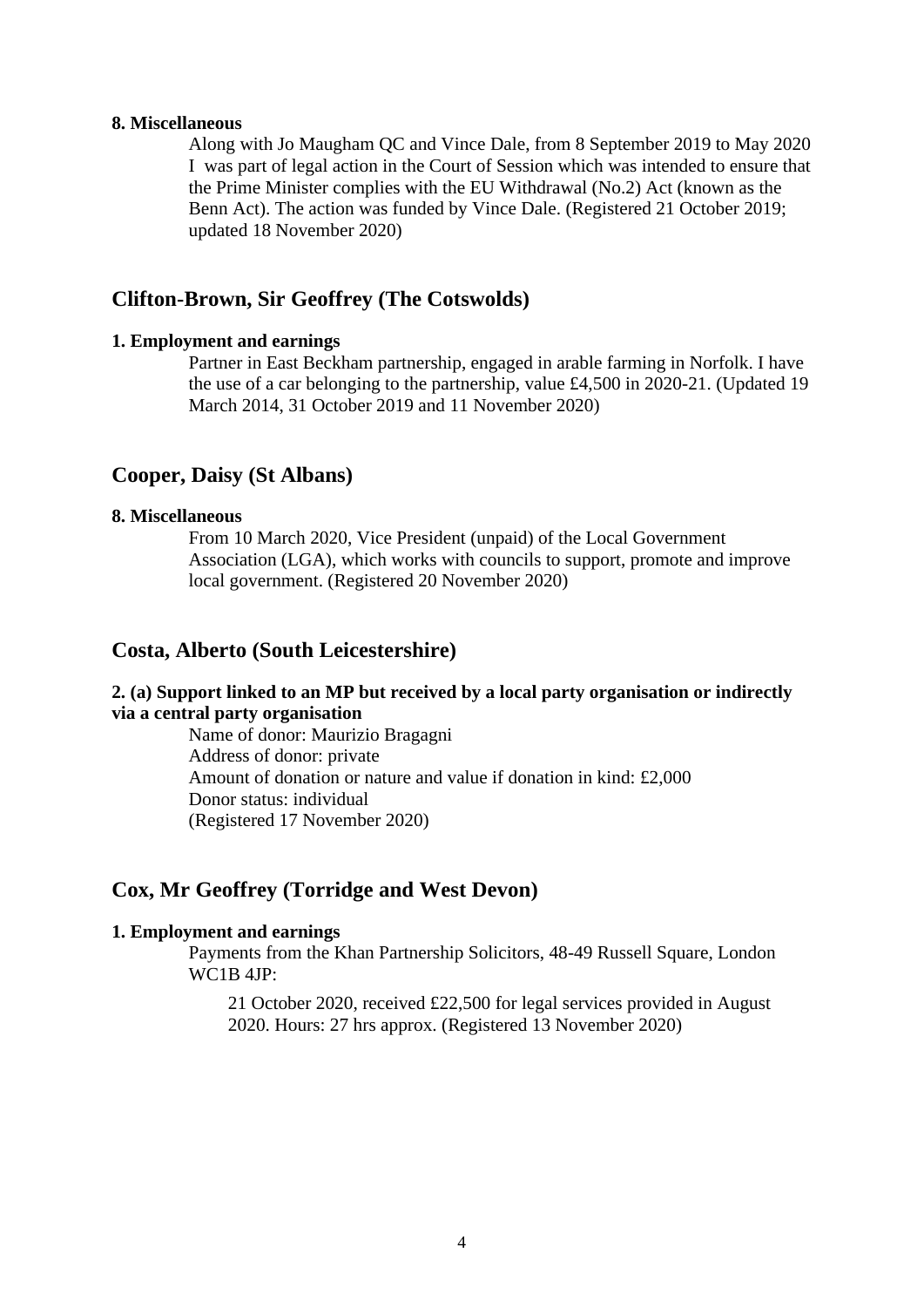**8. Miscellaneous**

Along with Jo Maugham QC and Vince Dale, from 8 September 2019 to May 2020 I was part of legal action in the Court of Session which was intended to ensure that the Prime Minister complies with the EU Withdrawal (No.2) Act (known as the Benn Act). The action was funded by Vince Dale. (Registered 21 October 2019; updated 18 November 2020)

## Clifton-Brown, Sir Geoffrey (The Cotswolds)

**1. Employment and earnings**

Partner in East Beckham partnership, engaged in arable farming in Norfolk. I have the use of a car belonging to the partnership, value £4,500 in 2020-21. (Updated 19 March 2014, 31 October 2019 and 11 November 2020)

## Cooper, Daisy (St Albans)

**8. Miscellaneous**

From 10 March 2020, Vice President (unpaid) of the Local Government Association (LGA), which works with councils to support, promote and improve local government. (Registered 20 November 2020)

## Costa, Alberto (South Leicestershire)

**2. (a) Support linked to an MP but received by a local party organisation or indirectly via a central party organisation**

Name of donor: Maurizio Bragagni
Address of donor: private
Amount of donation or nature and value if donation in kind: £2,000
Donor status: individual
(Registered 17 November 2020)

## Cox, Mr Geoffrey (Torridge and West Devon)

**1. Employment and earnings**

Payments from the Khan Partnership Solicitors, 48-49 Russell Square, London WC1B 4JP:

21 October 2020, received £22,500 for legal services provided in August 2020. Hours: 27 hrs approx. (Registered 13 November 2020)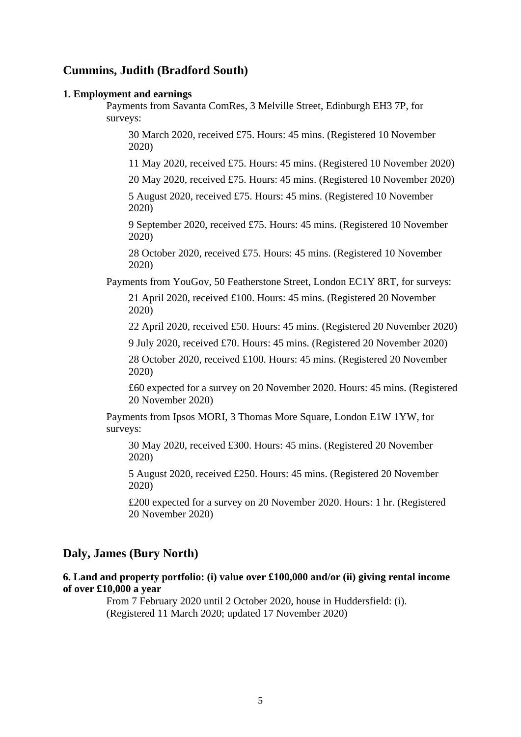## Cummins, Judith (Bradford South)

### 1. Employment and earnings

Payments from Savanta ComRes, 3 Melville Street, Edinburgh EH3 7P, for surveys:

30 March 2020, received £75. Hours: 45 mins. (Registered 10 November 2020)

11 May 2020, received £75. Hours: 45 mins. (Registered 10 November 2020)

20 May 2020, received £75. Hours: 45 mins. (Registered 10 November 2020)

5 August 2020, received £75. Hours: 45 mins. (Registered 10 November 2020)

9 September 2020, received £75. Hours: 45 mins. (Registered 10 November 2020)

28 October 2020, received £75. Hours: 45 mins. (Registered 10 November 2020)

Payments from YouGov, 50 Featherstone Street, London EC1Y 8RT, for surveys:

21 April 2020, received £100. Hours: 45 mins. (Registered 20 November 2020)

22 April 2020, received £50. Hours: 45 mins. (Registered 20 November 2020)

9 July 2020, received £70. Hours: 45 mins. (Registered 20 November 2020)

28 October 2020, received £100. Hours: 45 mins. (Registered 20 November 2020)

£60 expected for a survey on 20 November 2020. Hours: 45 mins. (Registered 20 November 2020)

Payments from Ipsos MORI, 3 Thomas More Square, London E1W 1YW, for surveys:

30 May 2020, received £300. Hours: 45 mins. (Registered 20 November 2020)

5 August 2020, received £250. Hours: 45 mins. (Registered 20 November 2020)

£200 expected for a survey on 20 November 2020. Hours: 1 hr. (Registered 20 November 2020)

## Daly, James (Bury North)

### 6. Land and property portfolio: (i) value over £100,000 and/or (ii) giving rental income of over £10,000 a year

From 7 February 2020 until 2 October 2020, house in Huddersfield: (i). (Registered 11 March 2020; updated 17 November 2020)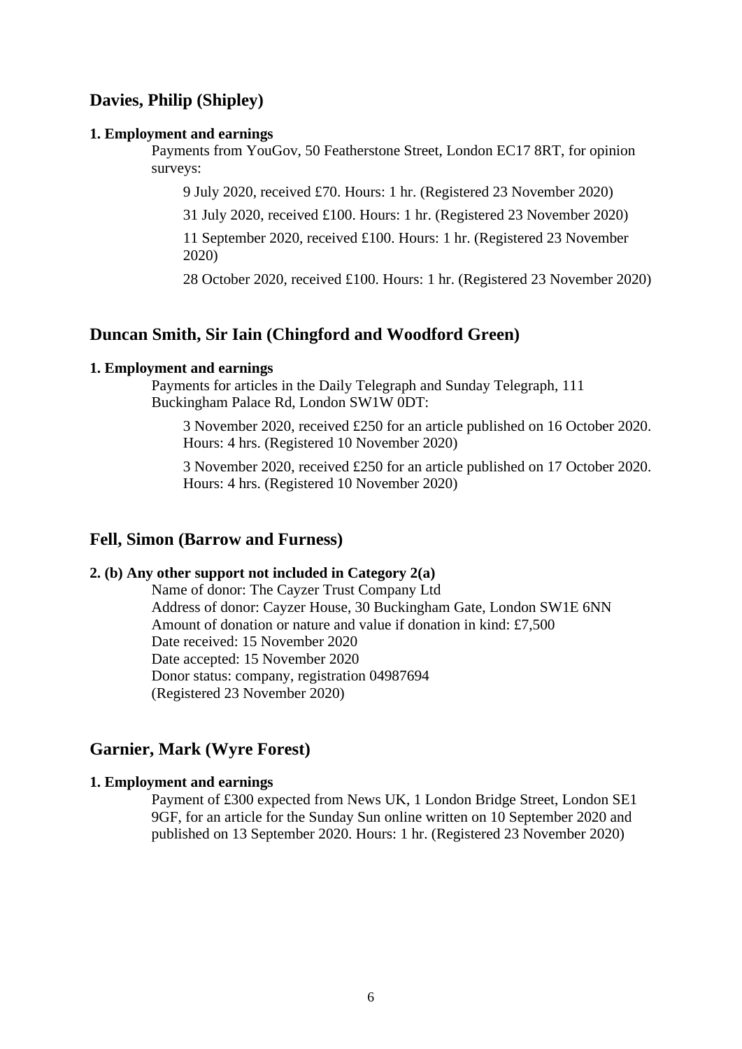## Davies, Philip (Shipley)

**1. Employment and earnings**

Payments from YouGov, 50 Featherstone Street, London EC17 8RT, for opinion surveys:

9 July 2020, received £70. Hours: 1 hr. (Registered 23 November 2020)

31 July 2020, received £100. Hours: 1 hr. (Registered 23 November 2020)

11 September 2020, received £100. Hours: 1 hr. (Registered 23 November 2020)

28 October 2020, received £100. Hours: 1 hr. (Registered 23 November 2020)

## Duncan Smith, Sir Iain (Chingford and Woodford Green)

**1. Employment and earnings**

Payments for articles in the Daily Telegraph and Sunday Telegraph, 111 Buckingham Palace Rd, London SW1W 0DT:

3 November 2020, received £250 for an article published on 16 October 2020. Hours: 4 hrs. (Registered 10 November 2020)

3 November 2020, received £250 for an article published on 17 October 2020. Hours: 4 hrs. (Registered 10 November 2020)

## Fell, Simon (Barrow and Furness)

**2. (b) Any other support not included in Category 2(a)**

Name of donor: The Cayzer Trust Company Ltd
Address of donor: Cayzer House, 30 Buckingham Gate, London SW1E 6NN
Amount of donation or nature and value if donation in kind: £7,500
Date received: 15 November 2020
Date accepted: 15 November 2020
Donor status: company, registration 04987694
(Registered 23 November 2020)

## Garnier, Mark (Wyre Forest)

**1. Employment and earnings**

Payment of £300 expected from News UK, 1 London Bridge Street, London SE1 9GF, for an article for the Sunday Sun online written on 10 September 2020 and published on 13 September 2020. Hours: 1 hr. (Registered 23 November 2020)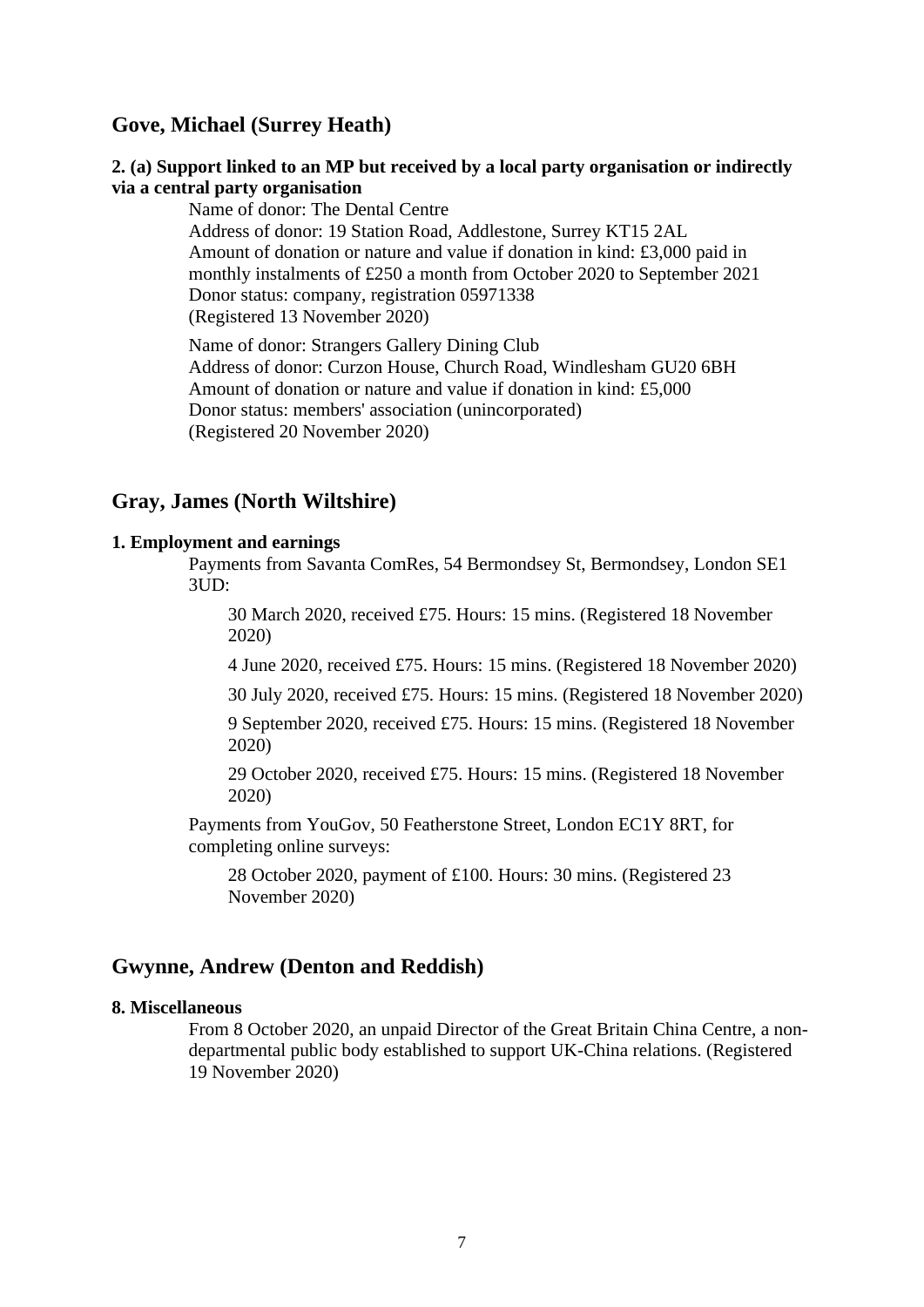## Gove, Michael (Surrey Heath)

**2. (a) Support linked to an MP but received by a local party organisation or indirectly via a central party organisation**

Name of donor: The Dental Centre
Address of donor: 19 Station Road, Addlestone, Surrey KT15 2AL
Amount of donation or nature and value if donation in kind: £3,000 paid in monthly instalments of £250 a month from October 2020 to September 2021
Donor status: company, registration 05971338
(Registered 13 November 2020)

Name of donor: Strangers Gallery Dining Club
Address of donor: Curzon House, Church Road, Windlesham GU20 6BH
Amount of donation or nature and value if donation in kind: £5,000
Donor status: members' association (unincorporated)
(Registered 20 November 2020)

## Gray, James (North Wiltshire)

**1. Employment and earnings**

Payments from Savanta ComRes, 54 Bermondsey St, Bermondsey, London SE1 3UD:

30 March 2020, received £75. Hours: 15 mins. (Registered 18 November 2020)

4 June 2020, received £75. Hours: 15 mins. (Registered 18 November 2020)

30 July 2020, received £75. Hours: 15 mins. (Registered 18 November 2020)

9 September 2020, received £75. Hours: 15 mins. (Registered 18 November 2020)

29 October 2020, received £75. Hours: 15 mins. (Registered 18 November 2020)

Payments from YouGov, 50 Featherstone Street, London EC1Y 8RT, for completing online surveys:

28 October 2020, payment of £100. Hours: 30 mins. (Registered 23 November 2020)

## Gwynne, Andrew (Denton and Reddish)

**8. Miscellaneous**

From 8 October 2020, an unpaid Director of the Great Britain China Centre, a non-departmental public body established to support UK-China relations. (Registered 19 November 2020)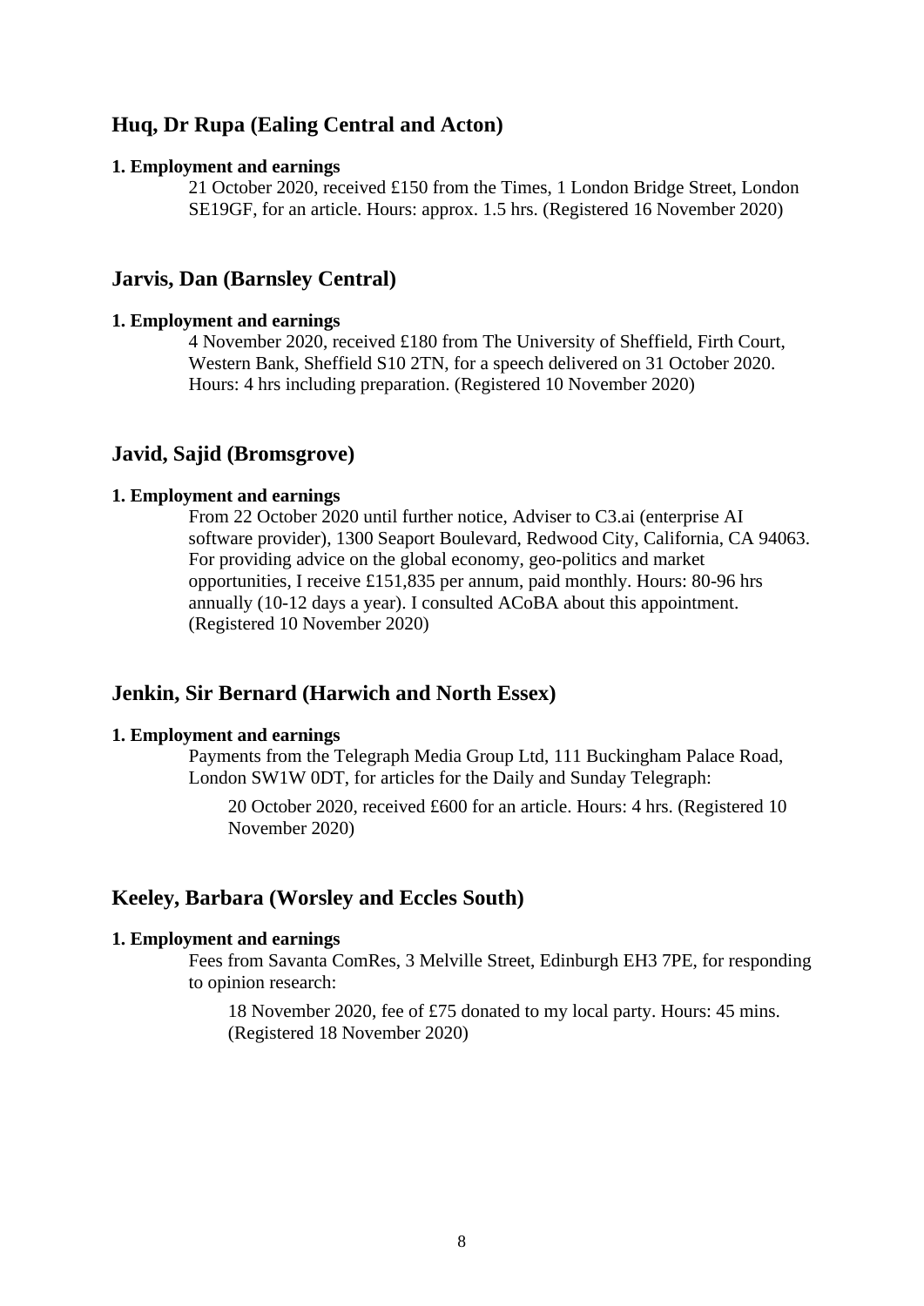## Huq, Dr Rupa (Ealing Central and Acton)

**1. Employment and earnings**

21 October 2020, received £150 from the Times, 1 London Bridge Street, London SE19GF, for an article. Hours: approx. 1.5 hrs. (Registered 16 November 2020)

## Jarvis, Dan (Barnsley Central)

**1. Employment and earnings**

4 November 2020, received £180 from The University of Sheffield, Firth Court, Western Bank, Sheffield S10 2TN, for a speech delivered on 31 October 2020. Hours: 4 hrs including preparation. (Registered 10 November 2020)

## Javid, Sajid (Bromsgrove)

**1. Employment and earnings**

From 22 October 2020 until further notice, Adviser to C3.ai (enterprise AI software provider), 1300 Seaport Boulevard, Redwood City, California, CA 94063. For providing advice on the global economy, geo-politics and market opportunities, I receive £151,835 per annum, paid monthly. Hours: 80-96 hrs annually (10-12 days a year). I consulted ACoBA about this appointment. (Registered 10 November 2020)

## Jenkin, Sir Bernard (Harwich and North Essex)

**1. Employment and earnings**

Payments from the Telegraph Media Group Ltd, 111 Buckingham Palace Road, London SW1W 0DT, for articles for the Daily and Sunday Telegraph:

> 20 October 2020, received £600 for an article. Hours: 4 hrs. (Registered 10 November 2020)

## Keeley, Barbara (Worsley and Eccles South)

**1. Employment and earnings**

Fees from Savanta ComRes, 3 Melville Street, Edinburgh EH3 7PE, for responding to opinion research:

> 18 November 2020, fee of £75 donated to my local party. Hours: 45 mins. (Registered 18 November 2020)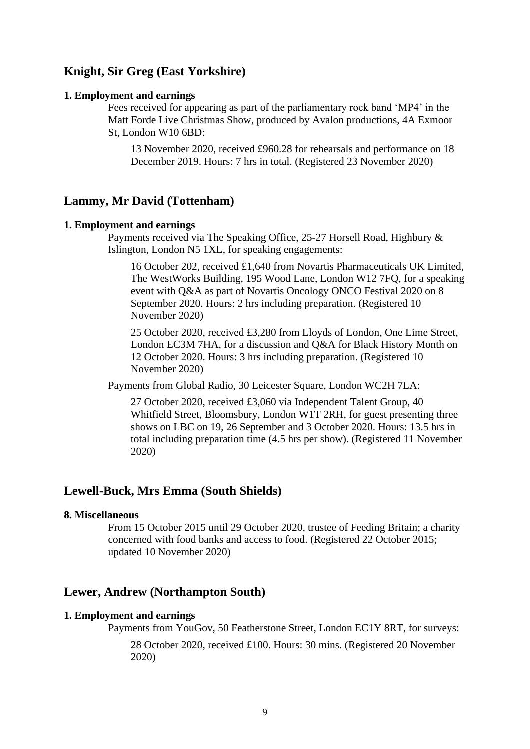## Knight, Sir Greg (East Yorkshire)

**1. Employment and earnings**

Fees received for appearing as part of the parliamentary rock band 'MP4' in the Matt Forde Live Christmas Show, produced by Avalon productions, 4A Exmoor St, London W10 6BD:

13 November 2020, received £960.28 for rehearsals and performance on 18 December 2019. Hours: 7 hrs in total. (Registered 23 November 2020)

## Lammy, Mr David (Tottenham)

**1. Employment and earnings**

Payments received via The Speaking Office, 25-27 Horsell Road, Highbury & Islington, London N5 1XL, for speaking engagements:

16 October 202, received £1,640 from Novartis Pharmaceuticals UK Limited, The WestWorks Building, 195 Wood Lane, London W12 7FQ, for a speaking event with Q&A as part of Novartis Oncology ONCO Festival 2020 on 8 September 2020. Hours: 2 hrs including preparation. (Registered 10 November 2020)

25 October 2020, received £3,280 from Lloyds of London, One Lime Street, London EC3M 7HA, for a discussion and Q&A for Black History Month on 12 October 2020. Hours: 3 hrs including preparation. (Registered 10 November 2020)

Payments from Global Radio, 30 Leicester Square, London WC2H 7LA:

27 October 2020, received £3,060 via Independent Talent Group, 40 Whitfield Street, Bloomsbury, London W1T 2RH, for guest presenting three shows on LBC on 19, 26 September and 3 October 2020. Hours: 13.5 hrs in total including preparation time (4.5 hrs per show). (Registered 11 November 2020)

## Lewell-Buck, Mrs Emma (South Shields)

**8. Miscellaneous**

From 15 October 2015 until 29 October 2020, trustee of Feeding Britain; a charity concerned with food banks and access to food. (Registered 22 October 2015; updated 10 November 2020)

## Lewer, Andrew (Northampton South)

**1. Employment and earnings**

Payments from YouGov, 50 Featherstone Street, London EC1Y 8RT, for surveys:

28 October 2020, received £100. Hours: 30 mins. (Registered 20 November 2020)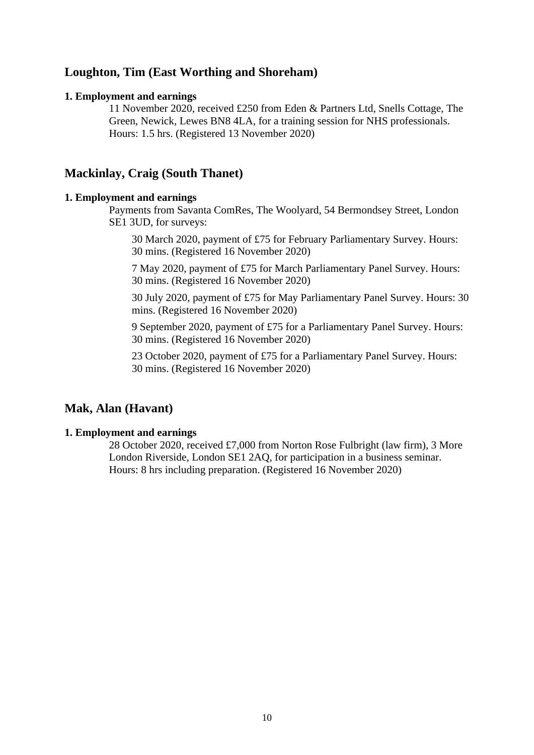## Loughton, Tim (East Worthing and Shoreham)

**1. Employment and earnings**

11 November 2020, received £250 from Eden & Partners Ltd, Snells Cottage, The Green, Newick, Lewes BN8 4LA, for a training session for NHS professionals. Hours: 1.5 hrs. (Registered 13 November 2020)

## Mackinlay, Craig (South Thanet)

**1. Employment and earnings**

Payments from Savanta ComRes, The Woolyard, 54 Bermondsey Street, London SE1 3UD, for surveys:

30 March 2020, payment of £75 for February Parliamentary Survey. Hours: 30 mins. (Registered 16 November 2020)

7 May 2020, payment of £75 for March Parliamentary Panel Survey. Hours: 30 mins. (Registered 16 November 2020)

30 July 2020, payment of £75 for May Parliamentary Panel Survey. Hours: 30 mins. (Registered 16 November 2020)

9 September 2020, payment of £75 for a Parliamentary Panel Survey. Hours: 30 mins. (Registered 16 November 2020)

23 October 2020, payment of £75 for a Parliamentary Panel Survey. Hours: 30 mins. (Registered 16 November 2020)

## Mak, Alan (Havant)

**1. Employment and earnings**

28 October 2020, received £7,000 from Norton Rose Fulbright (law firm), 3 More London Riverside, London SE1 2AQ, for participation in a business seminar. Hours: 8 hrs including preparation. (Registered 16 November 2020)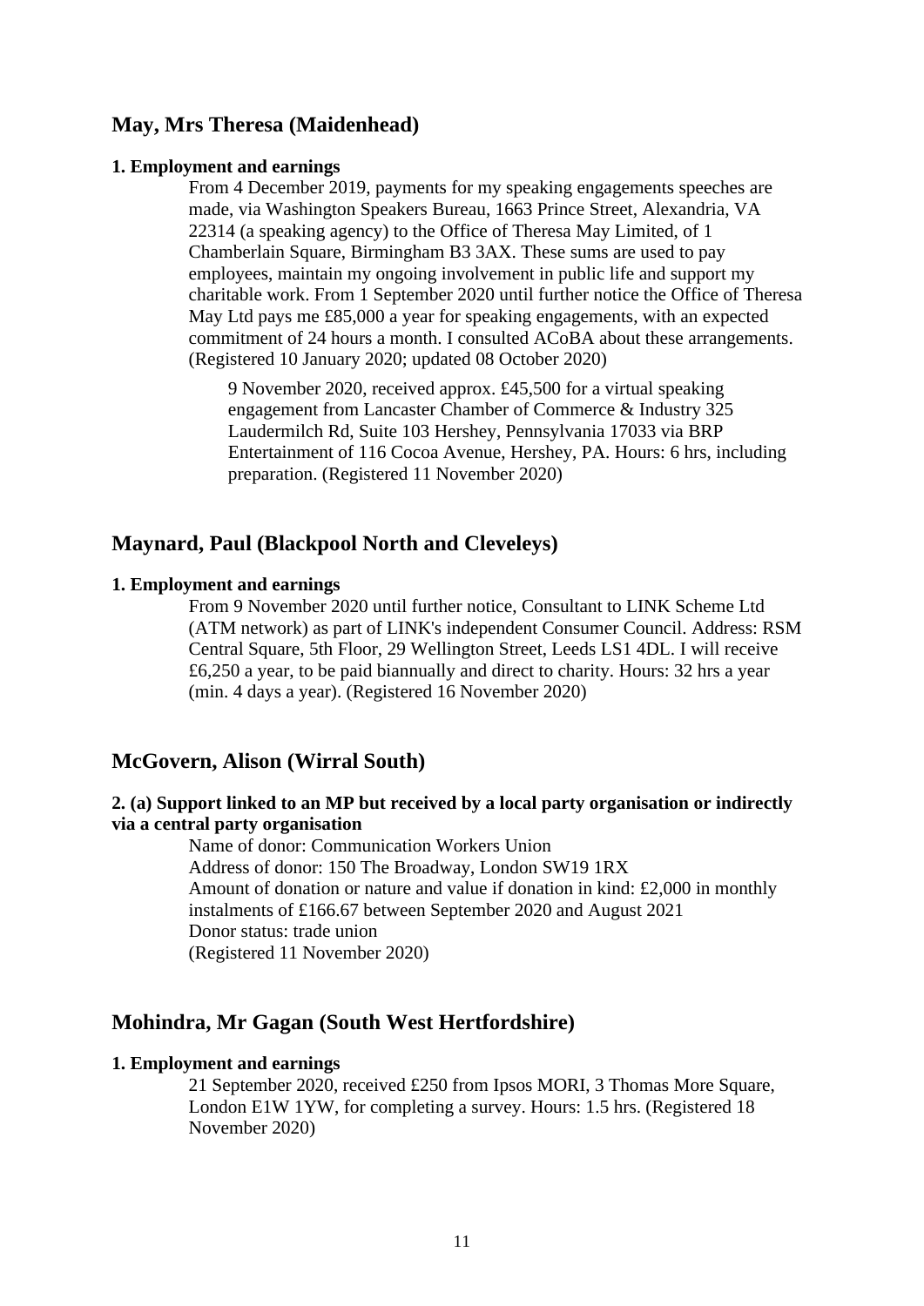## May, Mrs Theresa (Maidenhead)

**1. Employment and earnings**

From 4 December 2019, payments for my speaking engagements speeches are made, via Washington Speakers Bureau, 1663 Prince Street, Alexandria, VA 22314 (a speaking agency) to the Office of Theresa May Limited, of 1 Chamberlain Square, Birmingham B3 3AX. These sums are used to pay employees, maintain my ongoing involvement in public life and support my charitable work. From 1 September 2020 until further notice the Office of Theresa May Ltd pays me £85,000 a year for speaking engagements, with an expected commitment of 24 hours a month. I consulted ACoBA about these arrangements. (Registered 10 January 2020; updated 08 October 2020)

9 November 2020, received approx. £45,500 for a virtual speaking engagement from Lancaster Chamber of Commerce & Industry 325 Laudermilch Rd, Suite 103 Hershey, Pennsylvania 17033 via BRP Entertainment of 116 Cocoa Avenue, Hershey, PA. Hours: 6 hrs, including preparation. (Registered 11 November 2020)

## Maynard, Paul (Blackpool North and Cleveleys)

**1. Employment and earnings**

From 9 November 2020 until further notice, Consultant to LINK Scheme Ltd (ATM network) as part of LINK's independent Consumer Council. Address: RSM Central Square, 5th Floor, 29 Wellington Street, Leeds LS1 4DL. I will receive £6,250 a year, to be paid biannually and direct to charity. Hours: 32 hrs a year (min. 4 days a year). (Registered 16 November 2020)

## McGovern, Alison (Wirral South)

**2. (a) Support linked to an MP but received by a local party organisation or indirectly via a central party organisation**

Name of donor: Communication Workers Union
Address of donor: 150 The Broadway, London SW19 1RX
Amount of donation or nature and value if donation in kind: £2,000 in monthly instalments of £166.67 between September 2020 and August 2021
Donor status: trade union
(Registered 11 November 2020)

## Mohindra, Mr Gagan (South West Hertfordshire)

**1. Employment and earnings**

21 September 2020, received £250 from Ipsos MORI, 3 Thomas More Square, London E1W 1YW, for completing a survey. Hours: 1.5 hrs. (Registered 18 November 2020)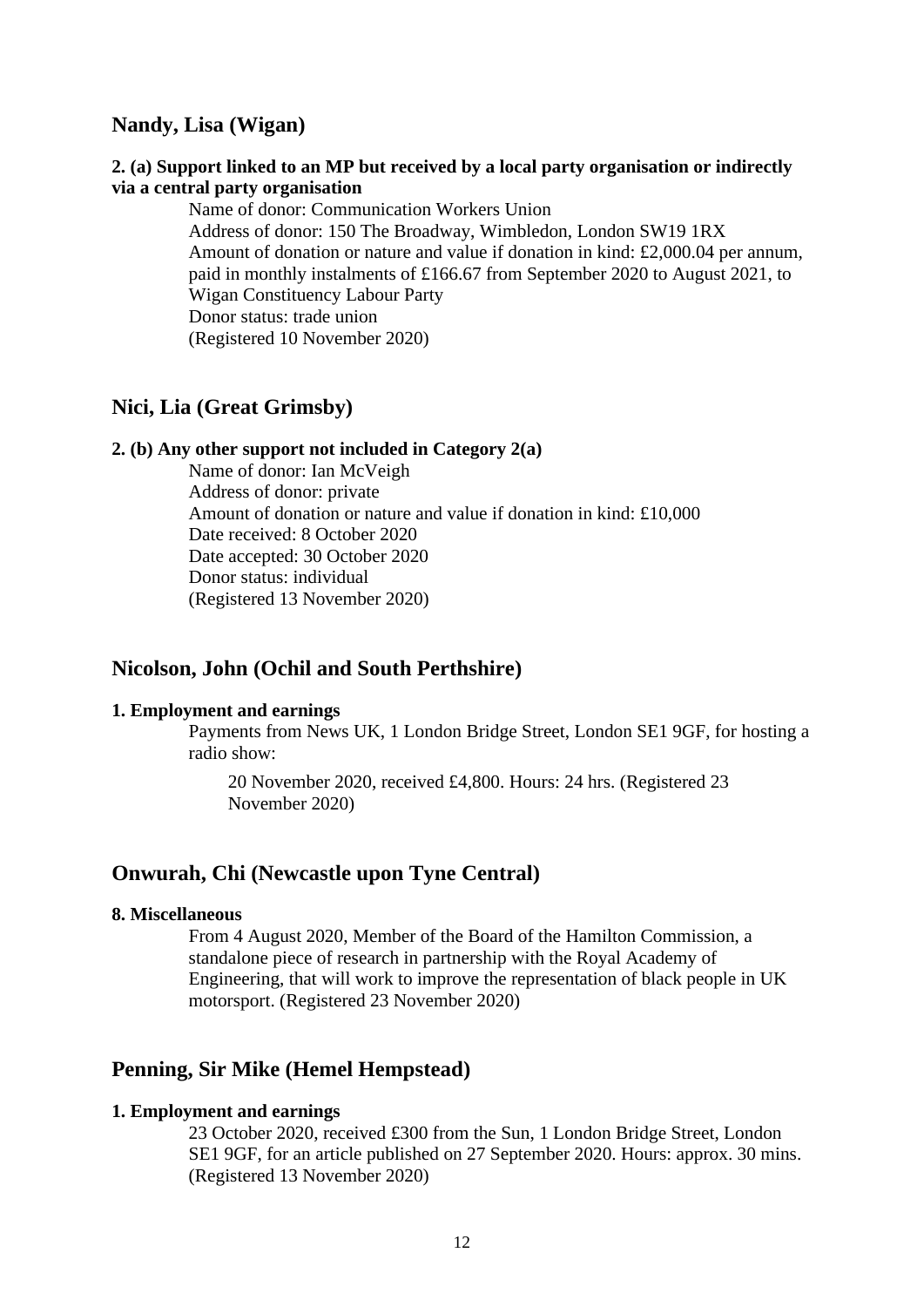## Nandy, Lisa (Wigan)

**2. (a) Support linked to an MP but received by a local party organisation or indirectly via a central party organisation**

Name of donor: Communication Workers Union
Address of donor: 150 The Broadway, Wimbledon, London SW19 1RX
Amount of donation or nature and value if donation in kind: £2,000.04 per annum, paid in monthly instalments of £166.67 from September 2020 to August 2021, to Wigan Constituency Labour Party
Donor status: trade union
(Registered 10 November 2020)

## Nici, Lia (Great Grimsby)

**2. (b) Any other support not included in Category 2(a)**

Name of donor: Ian McVeigh
Address of donor: private
Amount of donation or nature and value if donation in kind: £10,000
Date received: 8 October 2020
Date accepted: 30 October 2020
Donor status: individual
(Registered 13 November 2020)

## Nicolson, John (Ochil and South Perthshire)

**1. Employment and earnings**

Payments from News UK, 1 London Bridge Street, London SE1 9GF, for hosting a radio show:

20 November 2020, received £4,800. Hours: 24 hrs. (Registered 23 November 2020)

## Onwurah, Chi (Newcastle upon Tyne Central)

**8. Miscellaneous**

From 4 August 2020, Member of the Board of the Hamilton Commission, a standalone piece of research in partnership with the Royal Academy of Engineering, that will work to improve the representation of black people in UK motorsport. (Registered 23 November 2020)

## Penning, Sir Mike (Hemel Hempstead)

**1. Employment and earnings**

23 October 2020, received £300 from the Sun, 1 London Bridge Street, London SE1 9GF, for an article published on 27 September 2020. Hours: approx. 30 mins. (Registered 13 November 2020)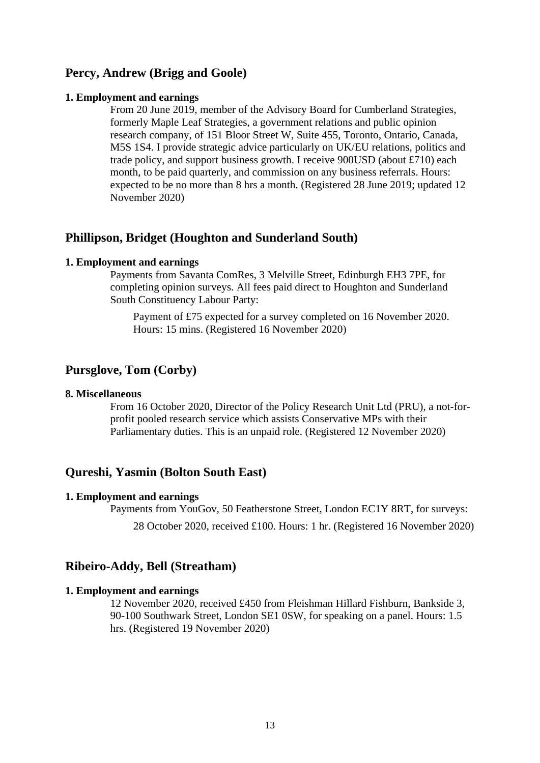## Percy, Andrew (Brigg and Goole)

### 1. Employment and earnings

From 20 June 2019, member of the Advisory Board for Cumberland Strategies, formerly Maple Leaf Strategies, a government relations and public opinion research company, of 151 Bloor Street W, Suite 455, Toronto, Ontario, Canada, M5S 1S4. I provide strategic advice particularly on UK/EU relations, politics and trade policy, and support business growth. I receive 900USD (about £710) each month, to be paid quarterly, and commission on any business referrals. Hours: expected to be no more than 8 hrs a month. (Registered 28 June 2019; updated 12 November 2020)

## Phillipson, Bridget (Houghton and Sunderland South)

### 1. Employment and earnings

Payments from Savanta ComRes, 3 Melville Street, Edinburgh EH3 7PE, for completing opinion surveys. All fees paid direct to Houghton and Sunderland South Constituency Labour Party:

Payment of £75 expected for a survey completed on 16 November 2020. Hours: 15 mins. (Registered 16 November 2020)

## Pursglove, Tom (Corby)

### 8. Miscellaneous

From 16 October 2020, Director of the Policy Research Unit Ltd (PRU), a not-for-profit pooled research service which assists Conservative MPs with their Parliamentary duties. This is an unpaid role. (Registered 12 November 2020)

## Qureshi, Yasmin (Bolton South East)

### 1. Employment and earnings

Payments from YouGov, 50 Featherstone Street, London EC1Y 8RT, for surveys:

28 October 2020, received £100. Hours: 1 hr. (Registered 16 November 2020)

## Ribeiro-Addy, Bell (Streatham)

### 1. Employment and earnings

12 November 2020, received £450 from Fleishman Hillard Fishburn, Bankside 3, 90-100 Southwark Street, London SE1 0SW, for speaking on a panel. Hours: 1.5 hrs. (Registered 19 November 2020)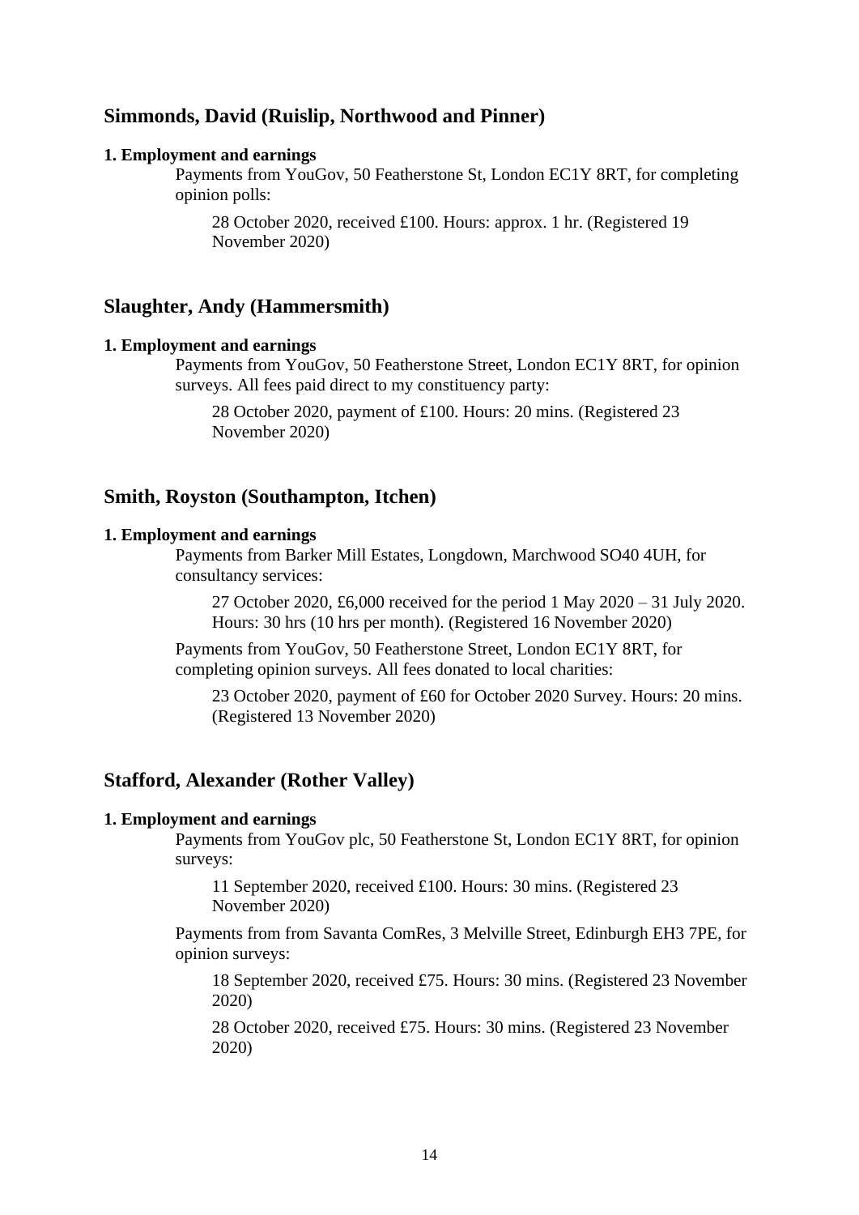## Simmonds, David (Ruislip, Northwood and Pinner)

**1. Employment and earnings**

Payments from YouGov, 50 Featherstone St, London EC1Y 8RT, for completing opinion polls:

28 October 2020, received £100. Hours: approx. 1 hr. (Registered 19 November 2020)

## Slaughter, Andy (Hammersmith)

**1. Employment and earnings**

Payments from YouGov, 50 Featherstone Street, London EC1Y 8RT, for opinion surveys. All fees paid direct to my constituency party:

28 October 2020, payment of £100. Hours: 20 mins. (Registered 23 November 2020)

## Smith, Royston (Southampton, Itchen)

**1. Employment and earnings**

Payments from Barker Mill Estates, Longdown, Marchwood SO40 4UH, for consultancy services:

27 October 2020, £6,000 received for the period 1 May 2020 – 31 July 2020. Hours: 30 hrs (10 hrs per month). (Registered 16 November 2020)

Payments from YouGov, 50 Featherstone Street, London EC1Y 8RT, for completing opinion surveys. All fees donated to local charities:

23 October 2020, payment of £60 for October 2020 Survey. Hours: 20 mins. (Registered 13 November 2020)

## Stafford, Alexander (Rother Valley)

**1. Employment and earnings**

Payments from YouGov plc, 50 Featherstone St, London EC1Y 8RT, for opinion surveys:

11 September 2020, received £100. Hours: 30 mins. (Registered 23 November 2020)

Payments from from Savanta ComRes, 3 Melville Street, Edinburgh EH3 7PE, for opinion surveys:

18 September 2020, received £75. Hours: 30 mins. (Registered 23 November 2020)

28 October 2020, received £75. Hours: 30 mins. (Registered 23 November 2020)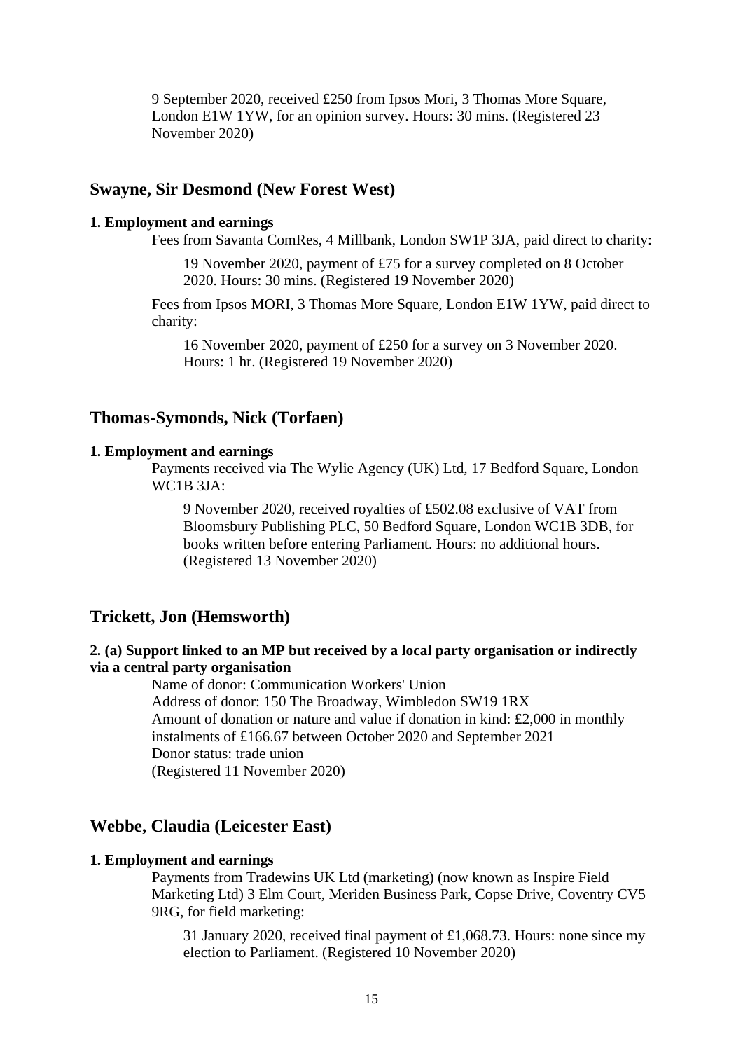9 September 2020, received £250 from Ipsos Mori, 3 Thomas More Square, London E1W 1YW, for an opinion survey. Hours: 30 mins. (Registered 23 November 2020)

## Swayne, Sir Desmond (New Forest West)

**1. Employment and earnings**

Fees from Savanta ComRes, 4 Millbank, London SW1P 3JA, paid direct to charity:

19 November 2020, payment of £75 for a survey completed on 8 October 2020. Hours: 30 mins. (Registered 19 November 2020)

Fees from Ipsos MORI, 3 Thomas More Square, London E1W 1YW, paid direct to charity:

16 November 2020, payment of £250 for a survey on 3 November 2020. Hours: 1 hr. (Registered 19 November 2020)

## Thomas-Symonds, Nick (Torfaen)

**1. Employment and earnings**

Payments received via The Wylie Agency (UK) Ltd, 17 Bedford Square, London WC1B 3JA:

9 November 2020, received royalties of £502.08 exclusive of VAT from Bloomsbury Publishing PLC, 50 Bedford Square, London WC1B 3DB, for books written before entering Parliament. Hours: no additional hours. (Registered 13 November 2020)

## Trickett, Jon (Hemsworth)

**2. (a) Support linked to an MP but received by a local party organisation or indirectly via a central party organisation**

Name of donor: Communication Workers' Union
Address of donor: 150 The Broadway, Wimbledon SW19 1RX
Amount of donation or nature and value if donation in kind: £2,000 in monthly instalments of £166.67 between October 2020 and September 2021
Donor status: trade union
(Registered 11 November 2020)

## Webbe, Claudia (Leicester East)

**1. Employment and earnings**

Payments from Tradewins UK Ltd (marketing) (now known as Inspire Field Marketing Ltd) 3 Elm Court, Meriden Business Park, Copse Drive, Coventry CV5 9RG, for field marketing:

31 January 2020, received final payment of £1,068.73. Hours: none since my election to Parliament. (Registered 10 November 2020)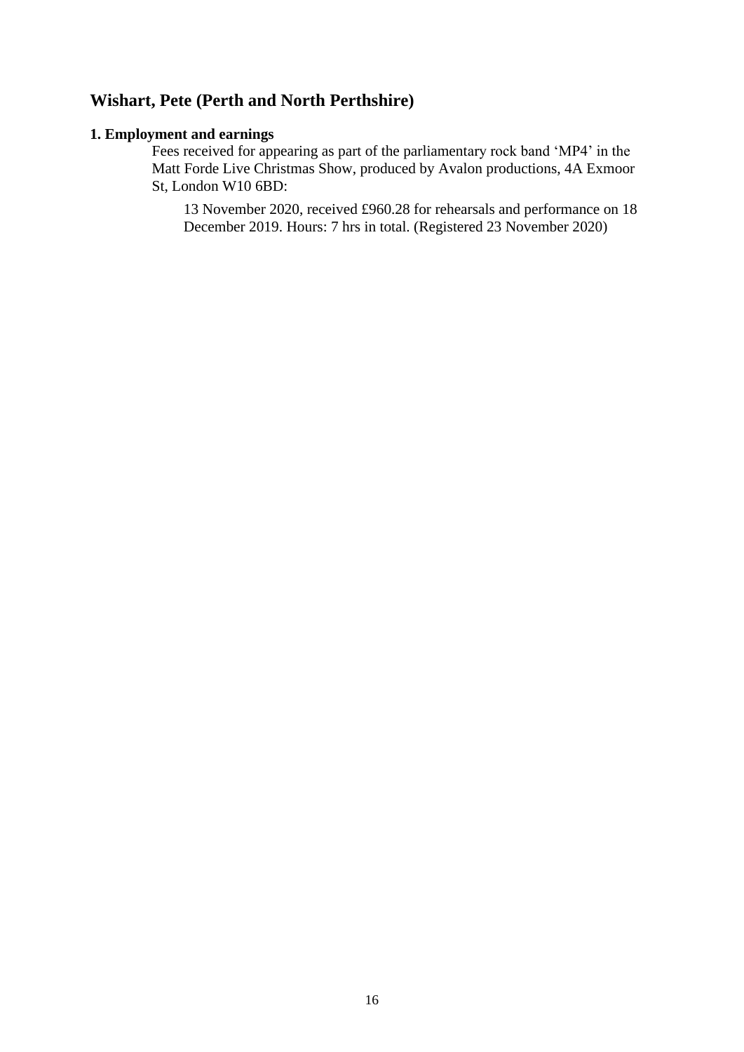## Wishart, Pete (Perth and North Perthshire)

**1. Employment and earnings**

Fees received for appearing as part of the parliamentary rock band 'MP4' in the Matt Forde Live Christmas Show, produced by Avalon productions, 4A Exmoor St, London W10 6BD:

13 November 2020, received £960.28 for rehearsals and performance on 18 December 2019. Hours: 7 hrs in total. (Registered 23 November 2020)